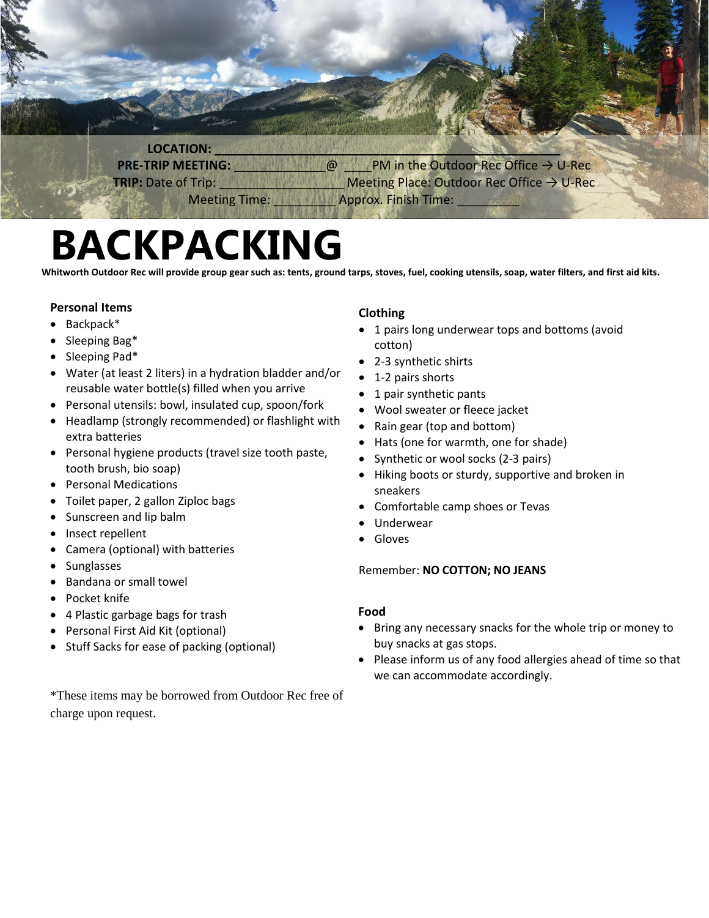**LOCATION:** ______________________________________________

**PRE-TRIP MEETING:** _____________ @ ____PM in the Outdoor Rec Office → U-Rec

**TRIP:** Date of Trip: _________________ Meeting Place: Outdoor Rec Office → U-Rec

Meeting Time: _________ Approx. Finish Time: _________

# BACKPACKING

**Whitworth Outdoor Rec will provide group gear such as: tents, ground tarps, stoves, fuel, cooking utensils, soap, water filters, and first aid kits.**

### Personal Items

- Backpack*
- Sleeping Bag*
- Sleeping Pad*
- Water (at least 2 liters) in a hydration bladder and/or reusable water bottle(s) filled when you arrive
- Personal utensils: bowl, insulated cup, spoon/fork
- Headlamp (strongly recommended) or flashlight with extra batteries
- Personal hygiene products (travel size tooth paste, tooth brush, bio soap)
- Personal Medications
- Toilet paper, 2 gallon Ziploc bags
- Sunscreen and lip balm
- Insect repellent
- Camera (optional) with batteries
- Sunglasses
- Bandana or small towel
- Pocket knife
- 4 Plastic garbage bags for trash
- Personal First Aid Kit (optional)
- Stuff Sacks for ease of packing (optional)

*These items may be borrowed from Outdoor Rec free of charge upon request.

### Clothing

- 1 pairs long underwear tops and bottoms (avoid cotton)
- 2-3 synthetic shirts
- 1-2 pairs shorts
- 1 pair synthetic pants
- Wool sweater or fleece jacket
- Rain gear (top and bottom)
- Hats (one for warmth, one for shade)
- Synthetic or wool socks (2-3 pairs)
- Hiking boots or sturdy, supportive and broken in sneakers
- Comfortable camp shoes or Tevas
- Underwear
- Gloves

Remember: **NO COTTON; NO JEANS**

### Food

- Bring any necessary snacks for the whole trip or money to buy snacks at gas stops.
- Please inform us of any food allergies ahead of time so that we can accommodate accordingly.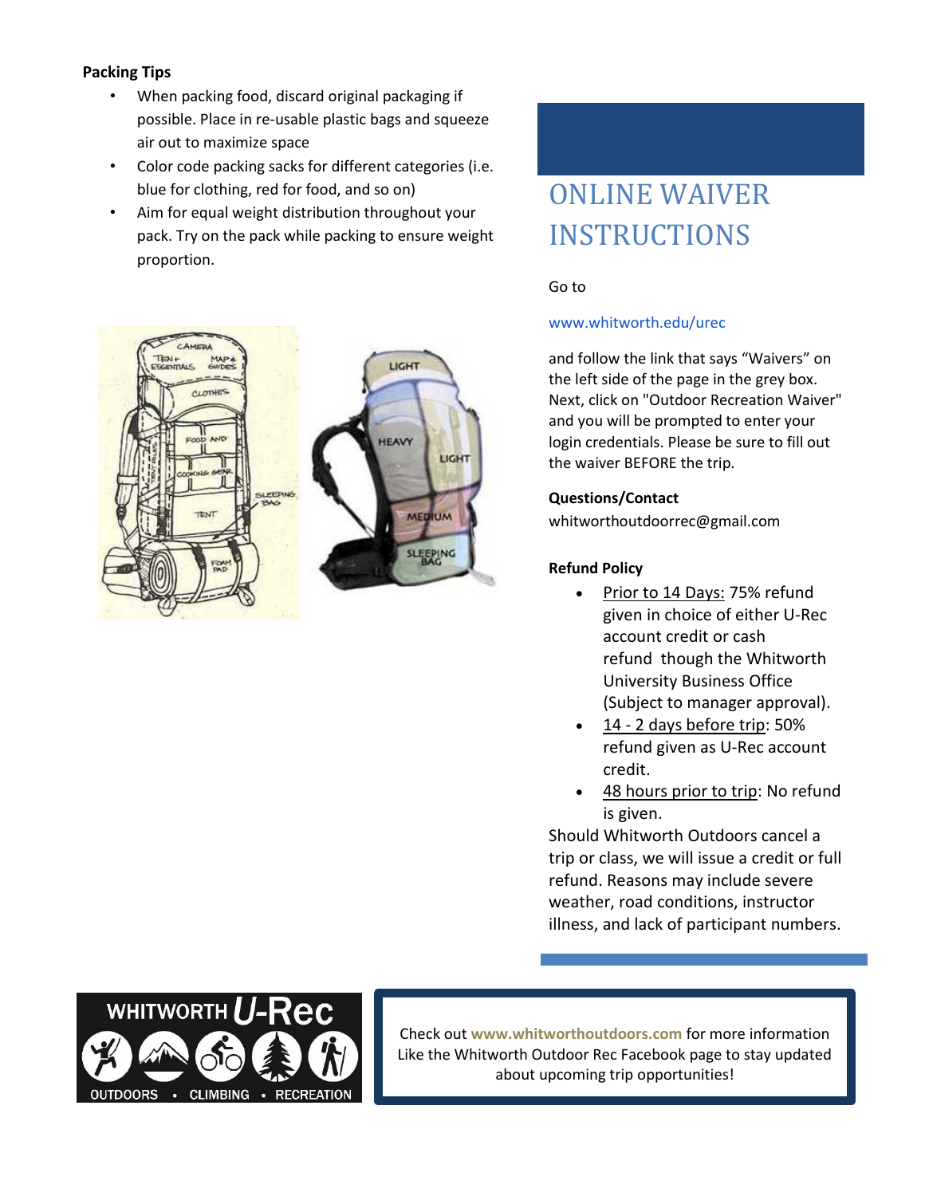**Packing Tips**

- When packing food, discard original packaging if possible. Place in re-usable plastic bags and squeeze air out to maximize space
- Color code packing sacks for different categories (i.e. blue for clothing, red for food, and so on)
- Aim for equal weight distribution throughout your pack. Try on the pack while packing to ensure weight proportion.

# ONLINE WAIVER INSTRUCTIONS

Go to

www.whitworth.edu/urec

and follow the link that says "Waivers" on the left side of the page in the grey box. Next, click on "Outdoor Recreation Waiver" and you will be prompted to enter your login credentials. Please be sure to fill out the waiver BEFORE the trip.

**Questions/Contact**

whitworthoutdoorrec@gmail.com

**Refund Policy**

- Prior to 14 Days: 75% refund given in choice of either U-Rec account credit or cash refund though the Whitworth University Business Office (Subject to manager approval).
- 14 - 2 days before trip: 50% refund given as U-Rec account credit.
- 48 hours prior to trip: No refund is given.

Should Whitworth Outdoors cancel a trip or class, we will issue a credit or full refund. Reasons may include severe weather, road conditions, instructor illness, and lack of participant numbers.

WHITWORTH U-Rec

OUTDOORS • CLIMBING • RECREATION

Check out **www.whitworthoutdoors.com** for more information
Like the Whitworth Outdoor Rec Facebook page to stay updated about upcoming trip opportunities!